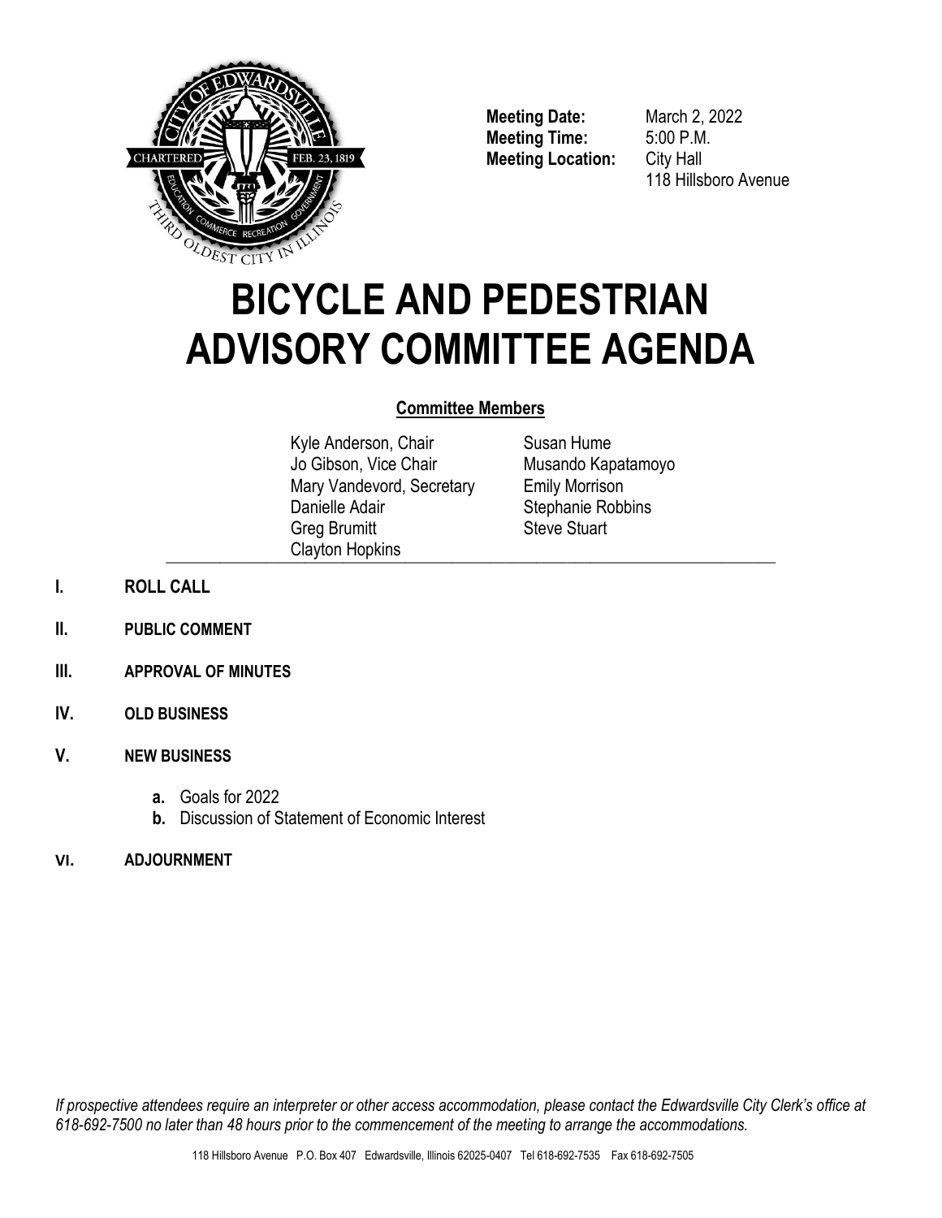**Meeting Date:** March 2, 2022
**Meeting Time:** 5:00 P.M.
**Meeting Location:** City Hall
118 Hillsboro Avenue

# BICYCLE AND PEDESTRIAN ADVISORY COMMITTEE AGENDA

## Committee Members

Kyle Anderson, Chair
Jo Gibson, Vice Chair
Mary Vandevord, Secretary
Danielle Adair
Greg Brumitt
Clayton Hopkins
Susan Hume
Musando Kapatamoyo
Emily Morrison
Stephanie Robbins
Steve Stuart

**I. ROLL CALL**

**II. PUBLIC COMMENT**

**III. APPROVAL OF MINUTES**

**IV. OLD BUSINESS**

**V. NEW BUSINESS**

- **a.** Goals for 2022
- **b.** Discussion of Statement of Economic Interest

**VI. ADJOURNMENT**

*If prospective attendees require an interpreter or other access accommodation, please contact the Edwardsville City Clerk's office at 618-692-7500 no later than 48 hours prior to the commencement of the meeting to arrange the accommodations.*

118 Hillsboro Avenue P.O. Box 407 Edwardsville, Illinois 62025-0407 Tel 618-692-7535 Fax 618-692-7505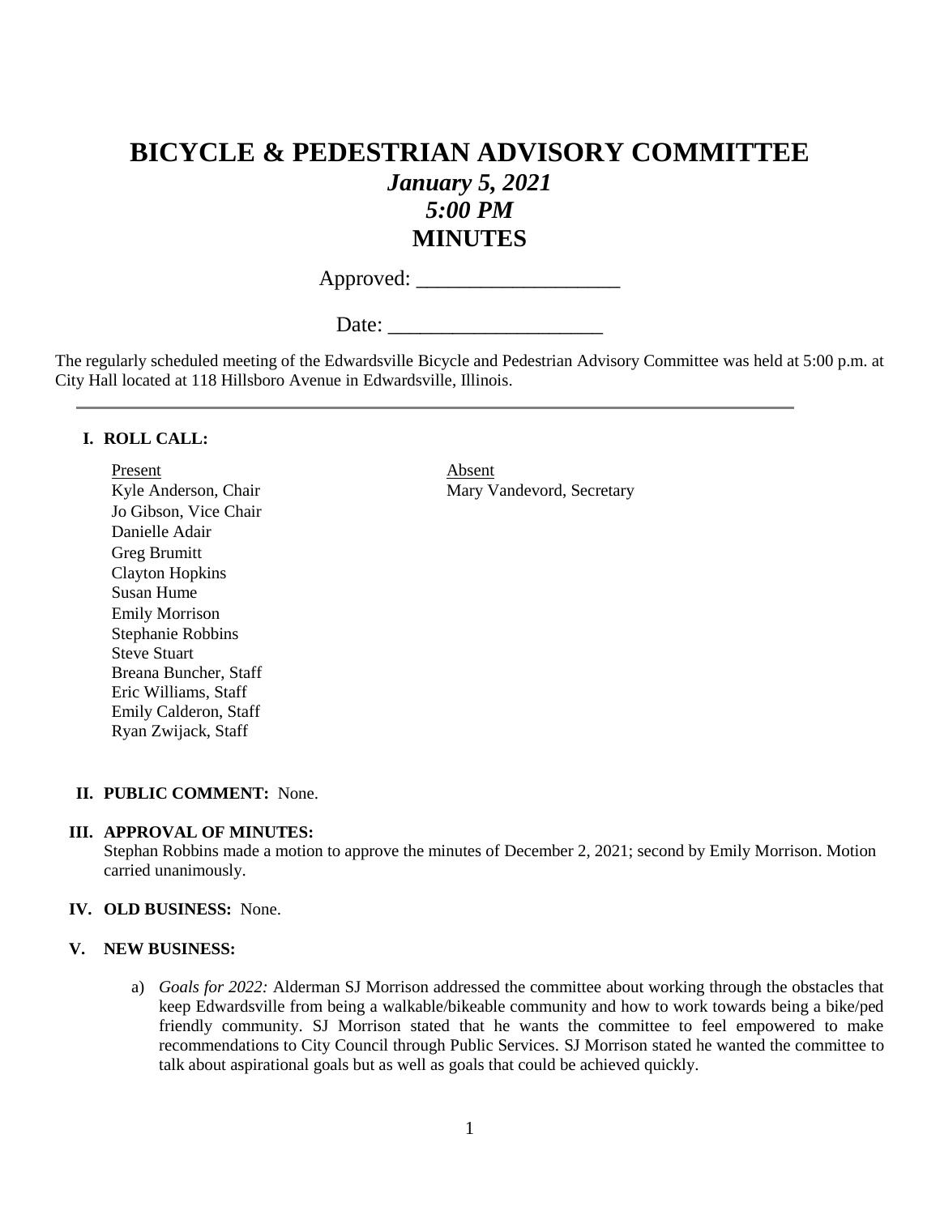# BICYCLE & PEDESTRIAN ADVISORY COMMITTEE

## *January 5, 2021*

## *5:00 PM*

## MINUTES

Approved: ___________________

Date: ____________________

The regularly scheduled meeting of the Edwardsville Bicycle and Pedestrian Advisory Committee was held at 5:00 p.m. at City Hall located at 118 Hillsboro Avenue in Edwardsville, Illinois.

---

**I. ROLL CALL:**

| Present | Absent |
|---|---|
| Kyle Anderson, Chair | Mary Vandevord, Secretary |
| Jo Gibson, Vice Chair | |
| Danielle Adair | |
| Greg Brumitt | |
| Clayton Hopkins | |
| Susan Hume | |
| Emily Morrison | |
| Stephanie Robbins | |
| Steve Stuart | |
| Breana Buncher, Staff | |
| Eric Williams, Staff | |
| Emily Calderon, Staff | |
| Ryan Zwijack, Staff | |

**II. PUBLIC COMMENT:** None.

**III. APPROVAL OF MINUTES:**
Stephan Robbins made a motion to approve the minutes of December 2, 2021; second by Emily Morrison. Motion carried unanimously.

**IV. OLD BUSINESS:** None.

**V. NEW BUSINESS:**

a) *Goals for 2022:* Alderman SJ Morrison addressed the committee about working through the obstacles that keep Edwardsville from being a walkable/bikeable community and how to work towards being a bike/ped friendly community. SJ Morrison stated that he wants the committee to feel empowered to make recommendations to City Council through Public Services. SJ Morrison stated he wanted the committee to talk about aspirational goals but as well as goals that could be achieved quickly.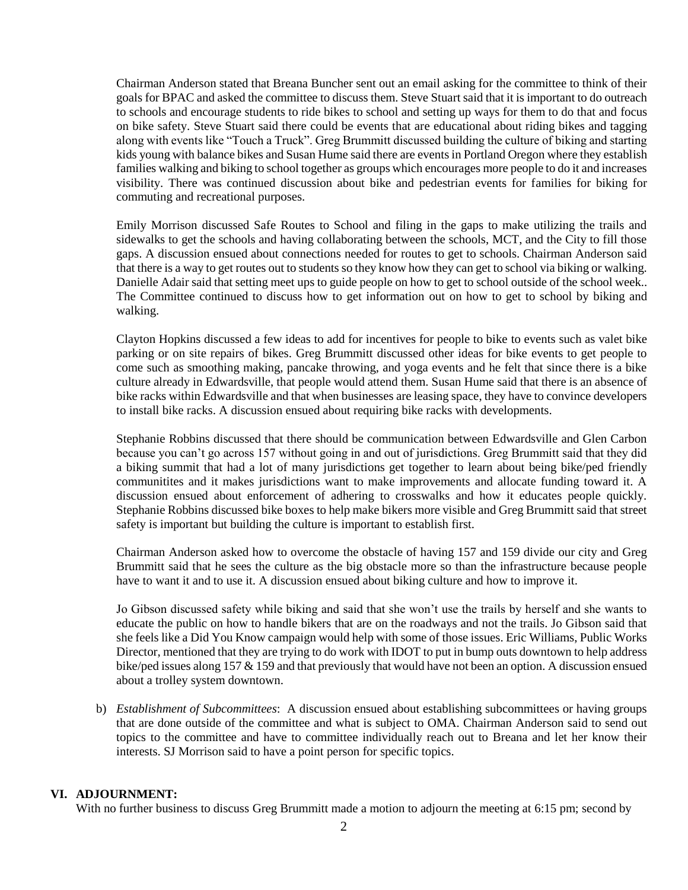Chairman Anderson stated that Breana Buncher sent out an email asking for the committee to think of their goals for BPAC and asked the committee to discuss them. Steve Stuart said that it is important to do outreach to schools and encourage students to ride bikes to school and setting up ways for them to do that and focus on bike safety. Steve Stuart said there could be events that are educational about riding bikes and tagging along with events like "Touch a Truck". Greg Brummitt discussed building the culture of biking and starting kids young with balance bikes and Susan Hume said there are events in Portland Oregon where they establish families walking and biking to school together as groups which encourages more people to do it and increases visibility. There was continued discussion about bike and pedestrian events for families for biking for commuting and recreational purposes.

Emily Morrison discussed Safe Routes to School and filing in the gaps to make utilizing the trails and sidewalks to get the schools and having collaborating between the schools, MCT, and the City to fill those gaps. A discussion ensued about connections needed for routes to get to schools. Chairman Anderson said that there is a way to get routes out to students so they know how they can get to school via biking or walking. Danielle Adair said that setting meet ups to guide people on how to get to school outside of the school week.. The Committee continued to discuss how to get information out on how to get to school by biking and walking.

Clayton Hopkins discussed a few ideas to add for incentives for people to bike to events such as valet bike parking or on site repairs of bikes. Greg Brummitt discussed other ideas for bike events to get people to come such as smoothing making, pancake throwing, and yoga events and he felt that since there is a bike culture already in Edwardsville, that people would attend them. Susan Hume said that there is an absence of bike racks within Edwardsville and that when businesses are leasing space, they have to convince developers to install bike racks. A discussion ensued about requiring bike racks with developments.

Stephanie Robbins discussed that there should be communication between Edwardsville and Glen Carbon because you can't go across 157 without going in and out of jurisdictions. Greg Brummitt said that they did a biking summit that had a lot of many jurisdictions get together to learn about being bike/ped friendly communitites and it makes jurisdictions want to make improvements and allocate funding toward it. A discussion ensued about enforcement of adhering to crosswalks and how it educates people quickly. Stephanie Robbins discussed bike boxes to help make bikers more visible and Greg Brummitt said that street safety is important but building the culture is important to establish first.

Chairman Anderson asked how to overcome the obstacle of having 157 and 159 divide our city and Greg Brummitt said that he sees the culture as the big obstacle more so than the infrastructure because people have to want it and to use it. A discussion ensued about biking culture and how to improve it.

Jo Gibson discussed safety while biking and said that she won't use the trails by herself and she wants to educate the public on how to handle bikers that are on the roadways and not the trails. Jo Gibson said that she feels like a Did You Know campaign would help with some of those issues. Eric Williams, Public Works Director, mentioned that they are trying to do work with IDOT to put in bump outs downtown to help address bike/ped issues along 157 & 159 and that previously that would have not been an option. A discussion ensued about a trolley system downtown.

b) *Establishment of Subcommittees*: A discussion ensued about establishing subcommittees or having groups that are done outside of the committee and what is subject to OMA. Chairman Anderson said to send out topics to the committee and have to committee individually reach out to Breana and let her know their interests. SJ Morrison said to have a point person for specific topics.

## VI. ADJOURNMENT:

With no further business to discuss Greg Brummitt made a motion to adjourn the meeting at 6:15 pm; second by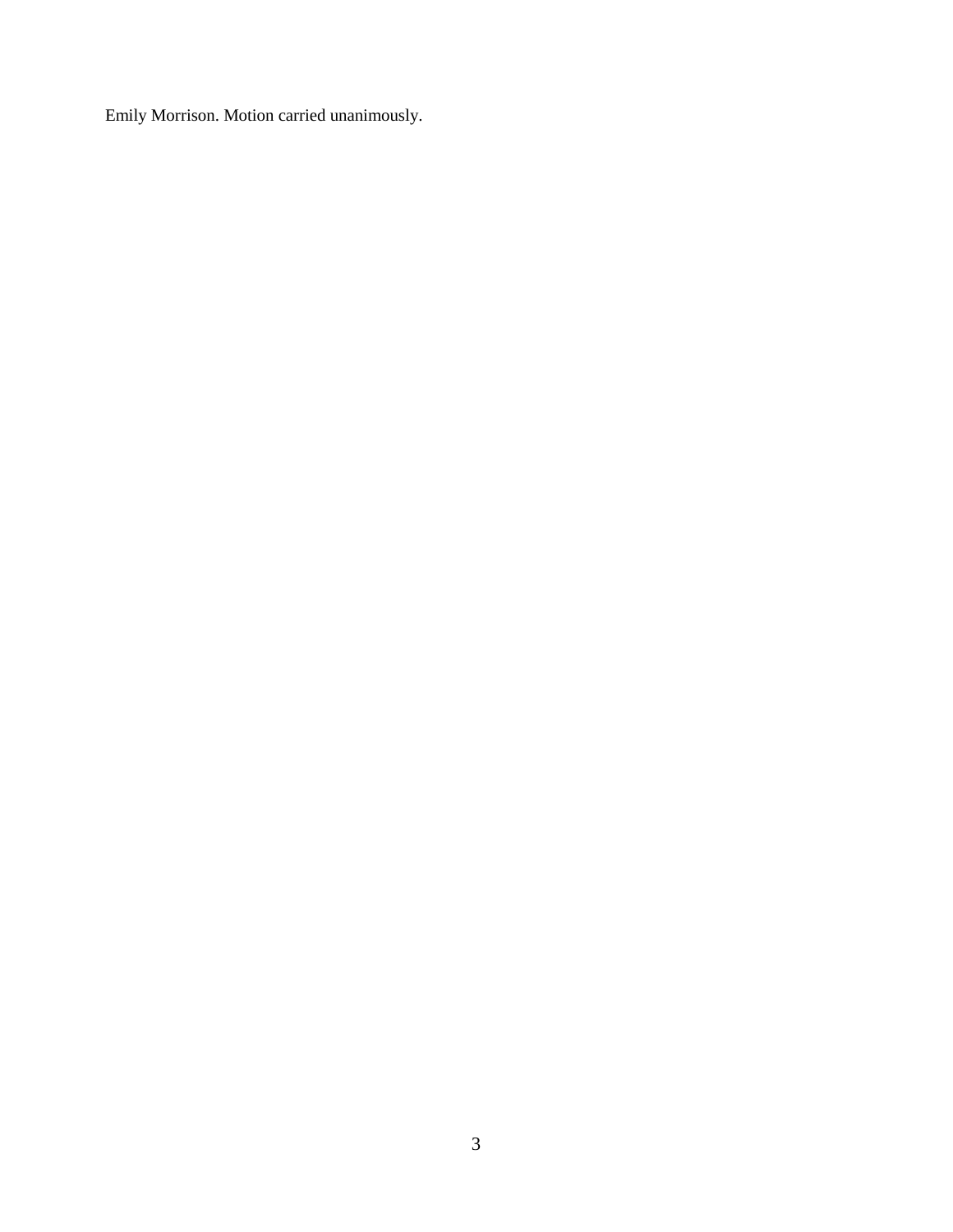Emily Morrison. Motion carried unanimously.